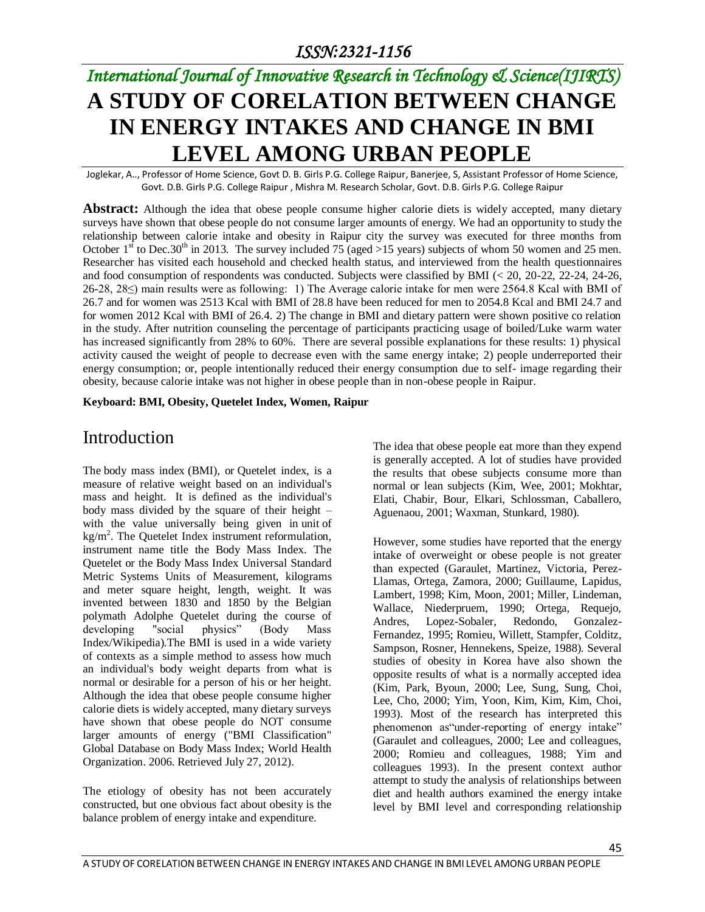*ISSN:2321-1156*

*International Journal of Innovative Research in Technology & Science(IJIRTS)*

# A STUDY OF CORELATION BETWEEN CHANGE IN ENERGY INTAKES AND CHANGE IN BMI LEVEL AMONG URBAN PEOPLE

Joglekar, A.., Professor of Home Science, Govt D. B. Girls P.G. College Raipur, Banerjee, S, Assistant Professor of Home Science, Govt. D.B. Girls P.G. College Raipur , Mishra M. Research Scholar, Govt. D.B. Girls P.G. College Raipur

**Abstract:** Although the idea that obese people consume higher calorie diets is widely accepted, many dietary surveys have shown that obese people do not consume larger amounts of energy. We had an opportunity to study the relationship between calorie intake and obesity in Raipur city the survey was executed for three months from October 1st to Dec.30th in 2013. The survey included 75 (aged >15 years) subjects of whom 50 women and 25 men. Researcher has visited each household and checked health status, and interviewed from the health questionnaires and food consumption of respondents was conducted. Subjects were classified by BMI (< 20, 20-22, 22-24, 24-26, 26-28, 28≤) main results were as following: 1) The Average calorie intake for men were 2564.8 Kcal with BMI of 26.7 and for women was 2513 Kcal with BMI of 28.8 have been reduced for men to 2054.8 Kcal and BMI 24.7 and for women 2012 Kcal with BMI of 26.4. 2) The change in BMI and dietary pattern were shown positive co relation in the study. After nutrition counseling the percentage of participants practicing usage of boiled/Luke warm water has increased significantly from 28% to 60%. There are several possible explanations for these results: 1) physical activity caused the weight of people to decrease even with the same energy intake; 2) people underreported their energy consumption; or, people intentionally reduced their energy consumption due to self- image regarding their obesity, because calorie intake was not higher in obese people than in non-obese people in Raipur.

**Keyboard: BMI, Obesity, Quetelet Index, Women, Raipur**

## Introduction

The body mass index (BMI), or Quetelet index, is a measure of relative weight based on an individual's mass and height. It is defined as the individual's body mass divided by the square of their height – with the value universally being given in unit of $kg/m^2$. The Quetelet Index instrument reformulation, instrument name title the Body Mass Index. The Quetelet or the Body Mass Index Universal Standard Metric Systems Units of Measurement, kilograms and meter square height, length, weight. It was invented between 1830 and 1850 by the Belgian polymath Adolphe Quetelet during the course of developing "social physics" (Body Mass Index/Wikipedia).The BMI is used in a wide variety of contexts as a simple method to assess how much an individual's body weight departs from what is normal or desirable for a person of his or her height. Although the idea that obese people consume higher calorie diets is widely accepted, many dietary surveys have shown that obese people do NOT consume larger amounts of energy ("BMI Classification" Global Database on Body Mass Index; World Health Organization. 2006. Retrieved July 27, 2012).

The etiology of obesity has not been accurately constructed, but one obvious fact about obesity is the balance problem of energy intake and expenditure.

The idea that obese people eat more than they expend is generally accepted. A lot of studies have provided the results that obese subjects consume more than normal or lean subjects (Kim, Wee, 2001; Mokhtar, Elati, Chabir, Bour, Elkari, Schlossman, Caballero, Aguenaou, 2001; Waxman, Stunkard, 1980).

However, some studies have reported that the energy intake of overweight or obese people is not greater than expected (Garaulet, Martinez, Victoria, Perez-Llamas, Ortega, Zamora, 2000; Guillaume, Lapidus, Lambert, 1998; Kim, Moon, 2001; Miller, Lindeman, Wallace, Niederpruem, 1990; Ortega, Requejo, Andres, Lopez-Sobaler, Redondo, Gonzalez-Fernandez, 1995; Romieu, Willett, Stampfer, Colditz, Sampson, Rosner, Hennekens, Speize, 1988). Several studies of obesity in Korea have also shown the opposite results of what is a normally accepted idea (Kim, Park, Byoun, 2000; Lee, Sung, Sung, Choi, Lee, Cho, 2000; Yim, Yoon, Kim, Kim, Kim, Choi, 1993). Most of the research has interpreted this phenomenon as"under-reporting of energy intake" (Garaulet and colleagues, 2000; Lee and colleagues, 2000; Romieu and colleagues, 1988; Yim and colleagues 1993). In the present context author attempt to study the analysis of relationships between diet and health authors examined the energy intake level by BMI level and corresponding relationship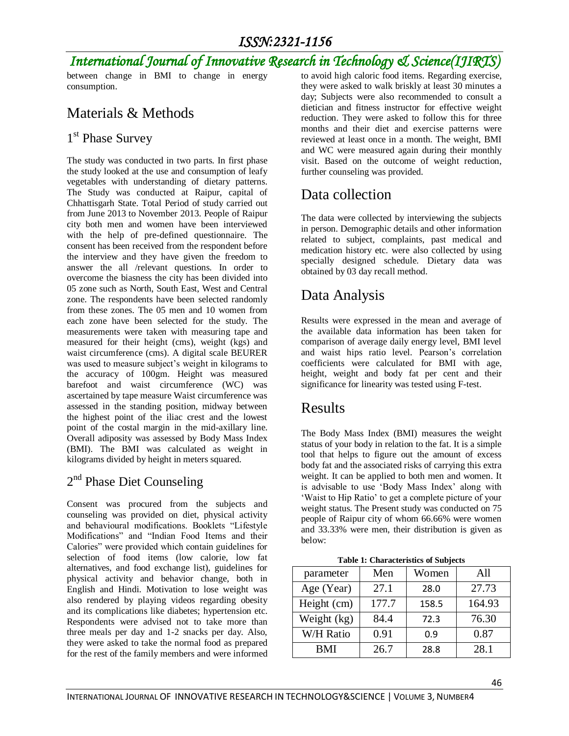between change in BMI to change in energy consumption.

# Materials & Methods

## 1st Phase Survey

The study was conducted in two parts. In first phase the study looked at the use and consumption of leafy vegetables with understanding of dietary patterns. The Study was conducted at Raipur, capital of Chhattisgarh State. Total Period of study carried out from June 2013 to November 2013. People of Raipur city both men and women have been interviewed with the help of pre-defined questionnaire. The consent has been received from the respondent before the interview and they have given the freedom to answer the all /relevant questions. In order to overcome the biasness the city has been divided into 05 zone such as North, South East, West and Central zone. The respondents have been selected randomly from these zones. The 05 men and 10 women from each zone have been selected for the study. The measurements were taken with measuring tape and measured for their height (cms), weight (kgs) and waist circumference (cms). A digital scale BEURER was used to measure subject's weight in kilograms to the accuracy of 100gm. Height was measured barefoot and waist circumference (WC) was ascertained by tape measure Waist circumference was assessed in the standing position, midway between the highest point of the iliac crest and the lowest point of the costal margin in the mid-axillary line. Overall adiposity was assessed by Body Mass Index (BMI). The BMI was calculated as weight in kilograms divided by height in meters squared.

## 2nd Phase Diet Counseling

Consent was procured from the subjects and counseling was provided on diet, physical activity and behavioural modifications. Booklets "Lifestyle Modifications" and "Indian Food Items and their Calories" were provided which contain guidelines for selection of food items (low calorie, low fat alternatives, and food exchange list), guidelines for physical activity and behavior change, both in English and Hindi. Motivation to lose weight was also rendered by playing videos regarding obesity and its complications like diabetes; hypertension etc. Respondents were advised not to take more than three meals per day and 1-2 snacks per day. Also, they were asked to take the normal food as prepared for the rest of the family members and were informed to avoid high caloric food items. Regarding exercise, they were asked to walk briskly at least 30 minutes a day; Subjects were also recommended to consult a dietician and fitness instructor for effective weight reduction. They were asked to follow this for three months and their diet and exercise patterns were reviewed at least once in a month. The weight, BMI and WC were measured again during their monthly visit. Based on the outcome of weight reduction, further counseling was provided.

# Data collection

The data were collected by interviewing the subjects in person. Demographic details and other information related to subject, complaints, past medical and medication history etc. were also collected by using specially designed schedule. Dietary data was obtained by 03 day recall method.

# Data Analysis

Results were expressed in the mean and average of the available data information has been taken for comparison of average daily energy level, BMI level and waist hips ratio level. Pearson's correlation coefficients were calculated for BMI with age, height, weight and body fat per cent and their significance for linearity was tested using F-test.

# Results

The Body Mass Index (BMI) measures the weight status of your body in relation to the fat. It is a simple tool that helps to figure out the amount of excess body fat and the associated risks of carrying this extra weight. It can be applied to both men and women. It is advisable to use 'Body Mass Index' along with 'Waist to Hip Ratio' to get a complete picture of your weight status. The Present study was conducted on 75 people of Raipur city of whom 66.66% were women and 33.33% were men, their distribution is given as below:

**Table 1: Characteristics of Subjects**

| parameter | Men | Women | All |
|---|---|---|---|
| Age (Year) | 27.1 | 28.0 | 27.73 |
| Height (cm) | 177.7 | 158.5 | 164.93 |
| Weight (kg) | 84.4 | 72.3 | 76.30 |
| W/H Ratio | 0.91 | 0.9 | 0.87 |
| BMI | 26.7 | 28.8 | 28.1 |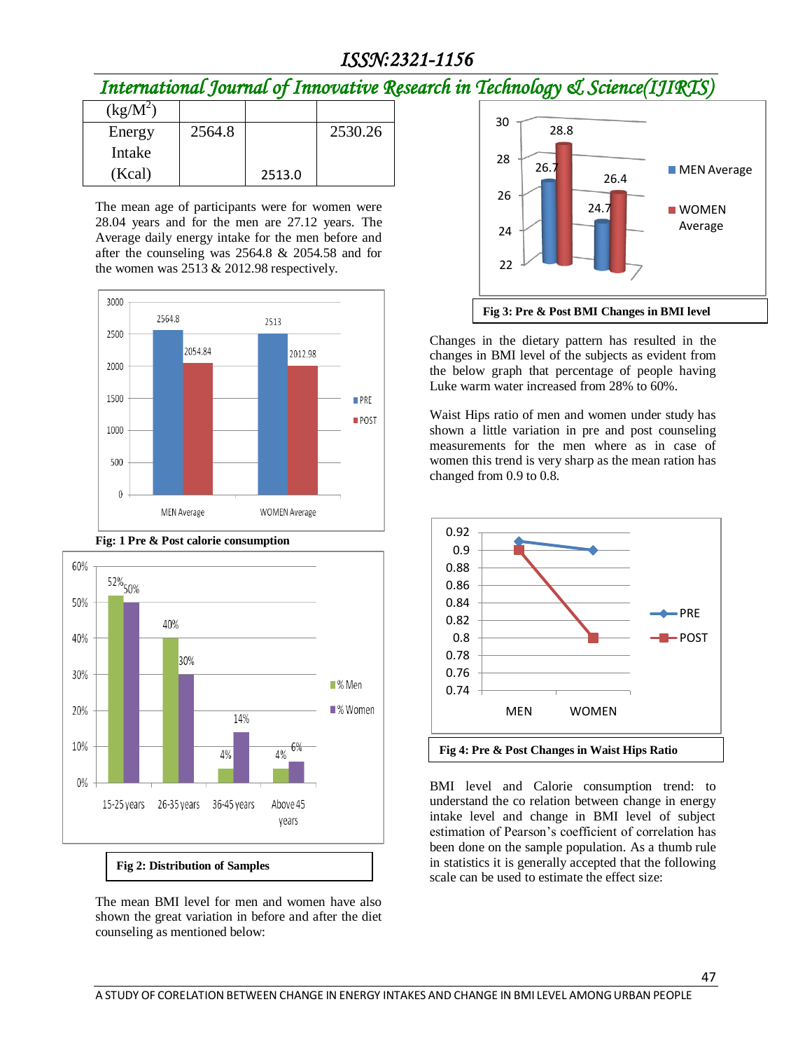| | | | |
|---|---|---|---|
| (kg/M²) | | | |
| Energy Intake (Kcal) | 2564.8 | 2513.0 | 2530.26 |

The mean age of participants were for women were 28.04 years and for the men are 27.12 years. The Average daily energy intake for the men before and after the counseling was 2564.8 & 2054.58 and for the women was 2513 & 2012.98 respectively.

3000
2500
2000
1500
1000
500
0
2564.8
2054.84
2513
2012.98
PRE
POST
MEN Average
WOMEN Average

**Fig: 1 Pre & Post calorie consumption**

60%
50%
40%
30%
20%
10%
0%
52%
50%
40%
30%
4%
14%
4%
6%
% Men
% Women
15-25 years
26-35 years
36-45 years
Above 45 years

**Fig 2: Distribution of Samples**

The mean BMI level for men and women have also shown the great variation in before and after the diet counseling as mentioned below:

30
28
26
24
22
28.8
26.7
26.4
24.7
MEN Average
WOMEN Average

**Fig 3: Pre & Post BMI Changes in BMI level**

Changes in the dietary pattern has resulted in the changes in BMI level of the subjects as evident from the below graph that percentage of people having Luke warm water increased from 28% to 60%.

Waist Hips ratio of men and women under study has shown a little variation in pre and post counseling measurements for the men where as in case of women this trend is very sharp as the mean ration has changed from 0.9 to 0.8.

0.92
0.9
0.88
0.86
0.84
0.82
0.8
0.78
0.76
0.74
PRE
POST
MEN
WOMEN

**Fig 4: Pre & Post Changes in Waist Hips Ratio**

BMI level and Calorie consumption trend: to understand the co relation between change in energy intake level and change in BMI level of subject estimation of Pearson's coefficient of correlation has been done on the sample population. As a thumb rule in statistics it is generally accepted that the following scale can be used to estimate the effect size: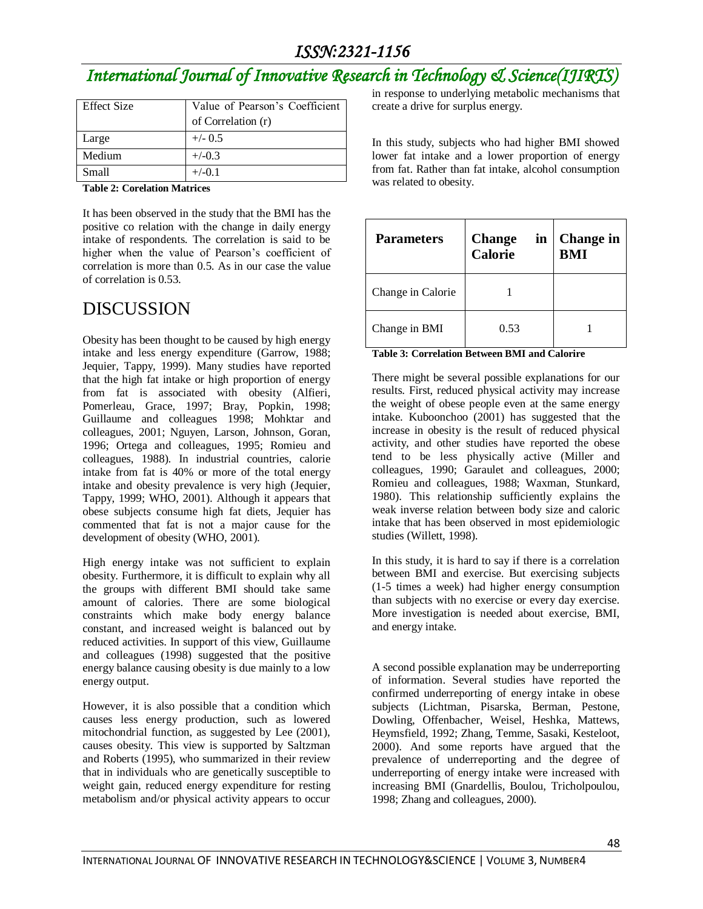| Effect Size | Value of Pearson's Coefficient of Correlation (r) |
|---|---|
| Large | +/- 0.5 |
| Medium | +/-0.3 |
| Small | +/-0.1 |

**Table 2: Corelation Matrices**

It has been observed in the study that the BMI has the positive co relation with the change in daily energy intake of respondents. The correlation is said to be higher when the value of Pearson's coefficient of correlation is more than 0.5. As in our case the value of correlation is 0.53.

# DISCUSSION

Obesity has been thought to be caused by high energy intake and less energy expenditure (Garrow, 1988; Jequier, Tappy, 1999). Many studies have reported that the high fat intake or high proportion of energy from fat is associated with obesity (Alfieri, Pomerleau, Grace, 1997; Bray, Popkin, 1998; Guillaume and colleagues 1998; Mohktar and colleagues, 2001; Nguyen, Larson, Johnson, Goran, 1996; Ortega and colleagues, 1995; Romieu and colleagues, 1988). In industrial countries, calorie intake from fat is 40% or more of the total energy intake and obesity prevalence is very high (Jequier, Tappy, 1999; WHO, 2001). Although it appears that obese subjects consume high fat diets, Jequier has commented that fat is not a major cause for the development of obesity (WHO, 2001).

High energy intake was not sufficient to explain obesity. Furthermore, it is difficult to explain why all the groups with different BMI should take same amount of calories. There are some biological constraints which make body energy balance constant, and increased weight is balanced out by reduced activities. In support of this view, Guillaume and colleagues (1998) suggested that the positive energy balance causing obesity is due mainly to a low energy output.

However, it is also possible that a condition which causes less energy production, such as lowered mitochondrial function, as suggested by Lee (2001), causes obesity. This view is supported by Saltzman and Roberts (1995), who summarized in their review that in individuals who are genetically susceptible to weight gain, reduced energy expenditure for resting metabolism and/or physical activity appears to occur in response to underlying metabolic mechanisms that create a drive for surplus energy.

In this study, subjects who had higher BMI showed lower fat intake and a lower proportion of energy from fat. Rather than fat intake, alcohol consumption was related to obesity.

| Parameters | Change in Calorie | Change in BMI |
|---|---|---|
| Change in Calorie | 1 | |
| Change in BMI | 0.53 | 1 |

**Table 3: Correlation Between BMI and Calorire**

There might be several possible explanations for our results. First, reduced physical activity may increase the weight of obese people even at the same energy intake. Kuboonchoo (2001) has suggested that the increase in obesity is the result of reduced physical activity, and other studies have reported the obese tend to be less physically active (Miller and colleagues, 1990; Garaulet and colleagues, 2000; Romieu and colleagues, 1988; Waxman, Stunkard, 1980). This relationship sufficiently explains the weak inverse relation between body size and caloric intake that has been observed in most epidemiologic studies (Willett, 1998).

In this study, it is hard to say if there is a correlation between BMI and exercise. But exercising subjects (1-5 times a week) had higher energy consumption than subjects with no exercise or every day exercise. More investigation is needed about exercise, BMI, and energy intake.

A second possible explanation may be underreporting of information. Several studies have reported the confirmed underreporting of energy intake in obese subjects (Lichtman, Pisarska, Berman, Pestone, Dowling, Offenbacher, Weisel, Heshka, Mattews, Heymsfield, 1992; Zhang, Temme, Sasaki, Kesteloot, 2000). And some reports have argued that the prevalence of underreporting and the degree of underreporting of energy intake were increased with increasing BMI (Gnardellis, Boulou, Tricholpoulou, 1998; Zhang and colleagues, 2000).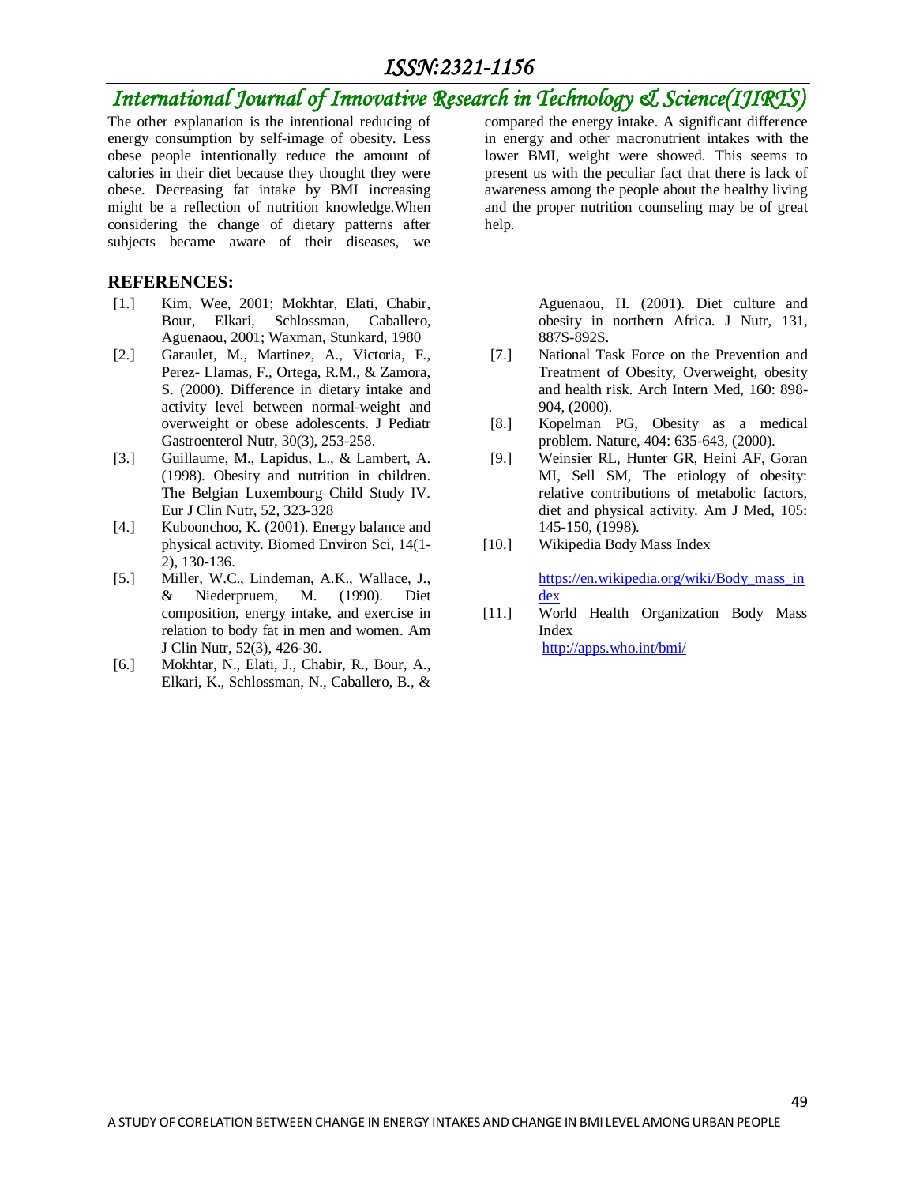The other explanation is the intentional reducing of energy consumption by self-image of obesity. Less obese people intentionally reduce the amount of calories in their diet because they thought they were obese. Decreasing fat intake by BMI increasing might be a reflection of nutrition knowledge.When considering the change of dietary patterns after subjects became aware of their diseases, we compared the energy intake. A significant difference in energy and other macronutrient intakes with the lower BMI, weight were showed. This seems to present us with the peculiar fact that there is lack of awareness among the people about the healthy living and the proper nutrition counseling may be of great help.

## REFERENCES:

[1.] Kim, Wee, 2001; Mokhtar, Elati, Chabir, Bour, Elkari, Schlossman, Caballero, Aguenaou, 2001; Waxman, Stunkard, 1980

[2.] Garaulet, M., Martinez, A., Victoria, F., Perez- Llamas, F., Ortega, R.M., & Zamora, S. (2000). Difference in dietary intake and activity level between normal-weight and overweight or obese adolescents. J Pediatr Gastroenterol Nutr, 30(3), 253-258.

[3.] Guillaume, M., Lapidus, L., & Lambert, A. (1998). Obesity and nutrition in children. The Belgian Luxembourg Child Study IV. Eur J Clin Nutr, 52, 323-328

[4.] Kubоonchoo, K. (2001). Energy balance and physical activity. Biomed Environ Sci, 14(1-2), 130-136.

[5.] Miller, W.C., Lindeman, A.K., Wallace, J., & Niederpruem, M. (1990). Diet composition, energy intake, and exercise in relation to body fat in men and women. Am J Clin Nutr, 52(3), 426-30.

[6.] Mokhtar, N., Elati, J., Chabir, R., Bour, A., Elkari, K., Schlossman, N., Caballero, B., & Aguenaou, H. (2001). Diet culture and obesity in northern Africa. J Nutr, 131, 887S-892S.

[7.] National Task Force on the Prevention and Treatment of Obesity, Overweight, obesity and health risk. Arch Intern Med, 160: 898-904, (2000).

[8.] Kopelman PG, Obesity as a medical problem. Nature, 404: 635-643, (2000).

[9.] Weinsier RL, Hunter GR, Heini AF, Goran MI, Sell SM, The etiology of obesity: relative contributions of metabolic factors, diet and physical activity. Am J Med, 105: 145-150, (1998).

[10.] Wikipedia Body Mass Index
https://en.wikipedia.org/wiki/Body_mass_index

[11.] World Health Organization Body Mass Index
http://apps.who.int/bmi/